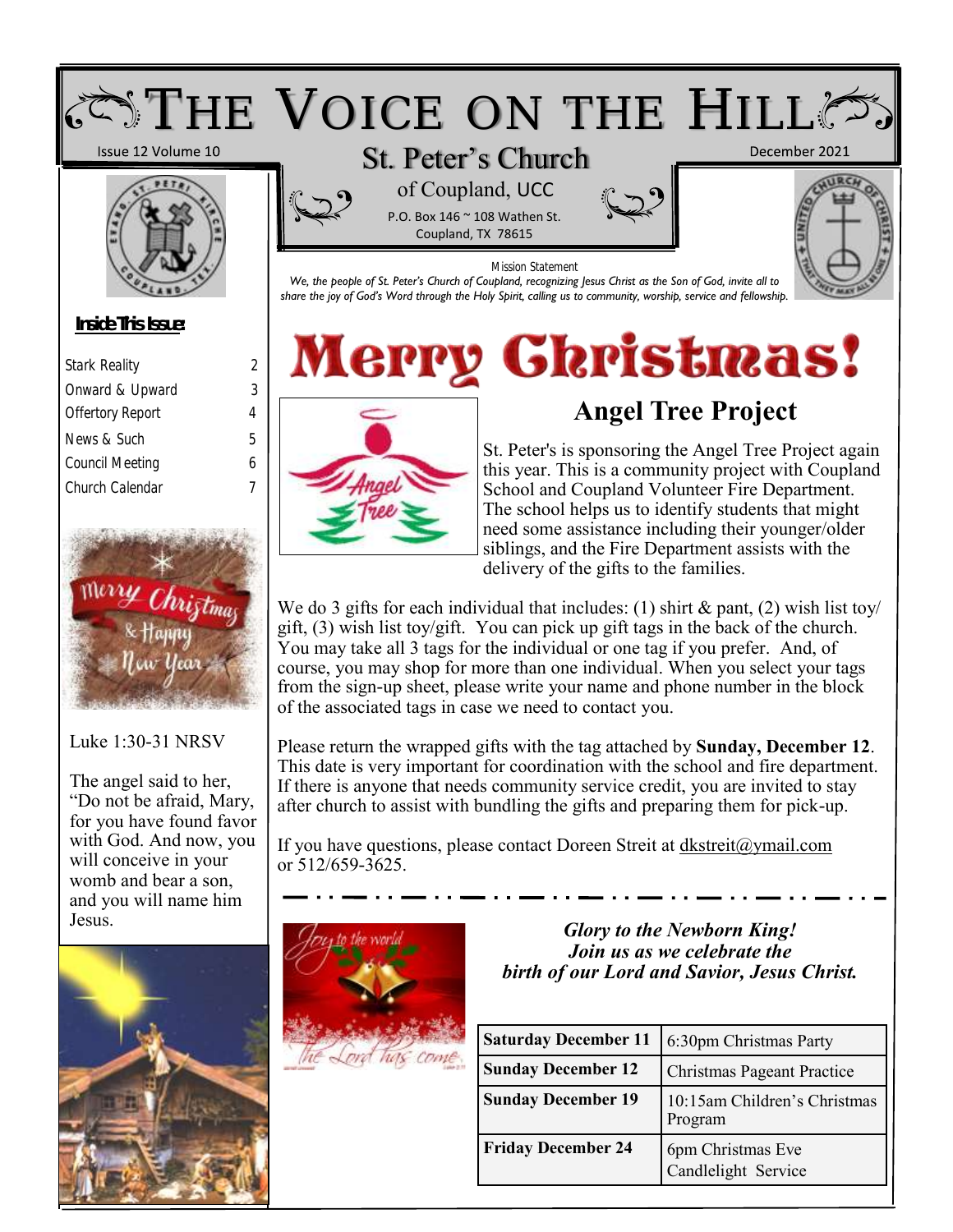# THE VOICE ON THE HILL

Issue 12 Volume 10

December 2021

## St. Peter's Church

of Coupland, UCC

P.O. Box 146 ~ 108 Wathen St.
Coupland, TX 78615

Mission Statement

*We, the people of St. Peter's Church of Coupland, recognizing Jesus Christ as the Son of God, invite all to share the joy of God's Word through the Holy Spirit, calling us to community, worship, service and fellowship.*

**Inside This Issue:**

| | |
|---|---|
| Stark Reality | 2 |
| Onward & Upward | 3 |
| Offertory Report | 4 |
| News & Such | 5 |
| Council Meeting | 6 |
| Church Calendar | 7 |

Luke 1:30-31 NRSV

The angel said to her, "Do not be afraid, Mary, for you have found favor with God. And now, you will conceive in your womb and bear a son, and you will name him Jesus.

# Merry Christmas!

## Angel Tree Project

St. Peter's is sponsoring the Angel Tree Project again this year. This is a community project with Coupland School and Coupland Volunteer Fire Department. The school helps us to identify students that might need some assistance including their younger/older siblings, and the Fire Department assists with the delivery of the gifts to the families.

We do 3 gifts for each individual that includes: (1) shirt & pant, (2) wish list toy/ gift, (3) wish list toy/gift. You can pick up gift tags in the back of the church. You may take all 3 tags for the individual or one tag if you prefer. And, of course, you may shop for more than one individual. When you select your tags from the sign-up sheet, please write your name and phone number in the block of the associated tags in case we need to contact you.

Please return the wrapped gifts with the tag attached by **Sunday, December 12**. This date is very important for coordination with the school and fire department. If there is anyone that needs community service credit, you are invited to stay after church to assist with bundling the gifts and preparing them for pick-up.

If you have questions, please contact Doreen Streit at dkstreit@ymail.com or 512/659-3625.

***Glory to the Newborn King!***
***Join us as we celebrate the birth of our Lord and Savior, Jesus Christ.***

| | |
|---|---|
| **Saturday December 11** | 6:30pm Christmas Party |
| **Sunday December 12** | Christmas Pageant Practice |
| **Sunday December 19** | 10:15am Children's Christmas Program |
| **Friday December 24** | 6pm Christmas Eve Candlelight Service |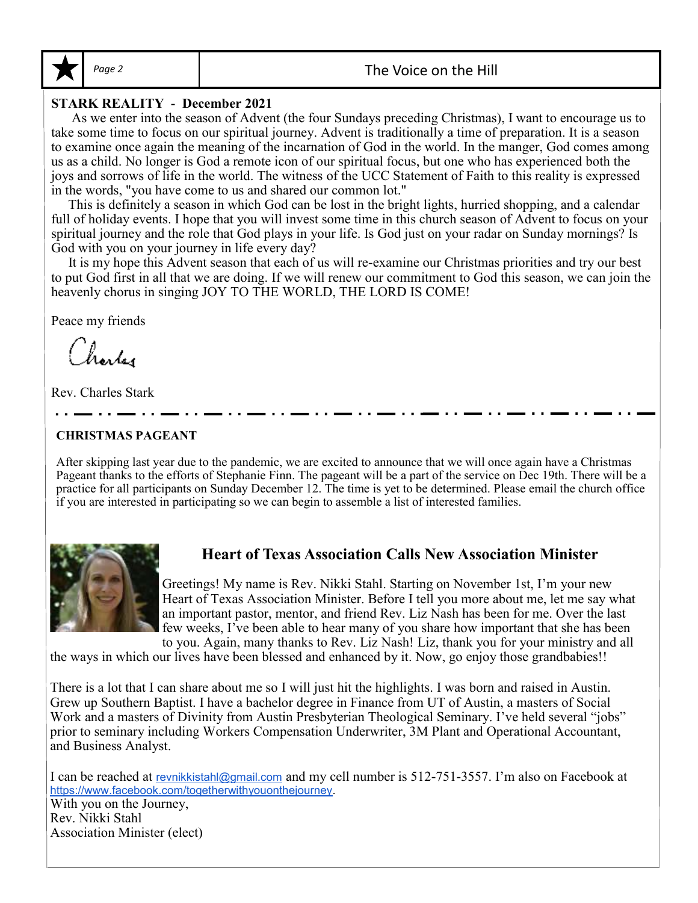**STARK REALITY - December 2021**

As we enter into the season of Advent (the four Sundays preceding Christmas), I want to encourage us to take some time to focus on our spiritual journey. Advent is traditionally a time of preparation. It is a season to examine once again the meaning of the incarnation of God in the world. In the manger, God comes among us as a child. No longer is God a remote icon of our spiritual focus, but one who has experienced both the joys and sorrows of life in the world. The witness of the UCC Statement of Faith to this reality is expressed in the words, "you have come to us and shared our common lot."

This is definitely a season in which God can be lost in the bright lights, hurried shopping, and a calendar full of holiday events. I hope that you will invest some time in this church season of Advent to focus on your spiritual journey and the role that God plays in your life. Is God just on your radar on Sunday mornings? Is God with you on your journey in life every day?

It is my hope this Advent season that each of us will re-examine our Christmas priorities and try our best to put God first in all that we are doing. If we will renew our commitment to God this season, we can join the heavenly chorus in singing JOY TO THE WORLD, THE LORD IS COME!

Peace my friends

Charles

Rev. Charles Stark

---

**CHRISTMAS PAGEANT**

After skipping last year due to the pandemic, we are excited to announce that we will once again have a Christmas Pageant thanks to the efforts of Stephanie Finn. The pageant will be a part of the service on Dec 19th. There will be a practice for all participants on Sunday December 12. The time is yet to be determined. Please email the church office if you are interested in participating so we can begin to assemble a list of interested families.

## Heart of Texas Association Calls New Association Minister

Greetings! My name is Rev. Nikki Stahl. Starting on November 1st, I'm your new Heart of Texas Association Minister. Before I tell you more about me, let me say what an important pastor, mentor, and friend Rev. Liz Nash has been for me. Over the last few weeks, I've been able to hear many of you share how important that she has been to you. Again, many thanks to Rev. Liz Nash! Liz, thank you for your ministry and all the ways in which our lives have been blessed and enhanced by it. Now, go enjoy those grandbabies!!

There is a lot that I can share about me so I will just hit the highlights. I was born and raised in Austin. Grew up Southern Baptist. I have a bachelor degree in Finance from UT of Austin, a masters of Social Work and a masters of Divinity from Austin Presbyterian Theological Seminary. I've held several "jobs" prior to seminary including Workers Compensation Underwriter, 3M Plant and Operational Accountant, and Business Analyst.

I can be reached at revnikkistahl@gmail.com and my cell number is 512-751-3557. I'm also on Facebook at https://www.facebook.com/togetherwithyouonthejourney.

With you on the Journey,
Rev. Nikki Stahl
Association Minister (elect)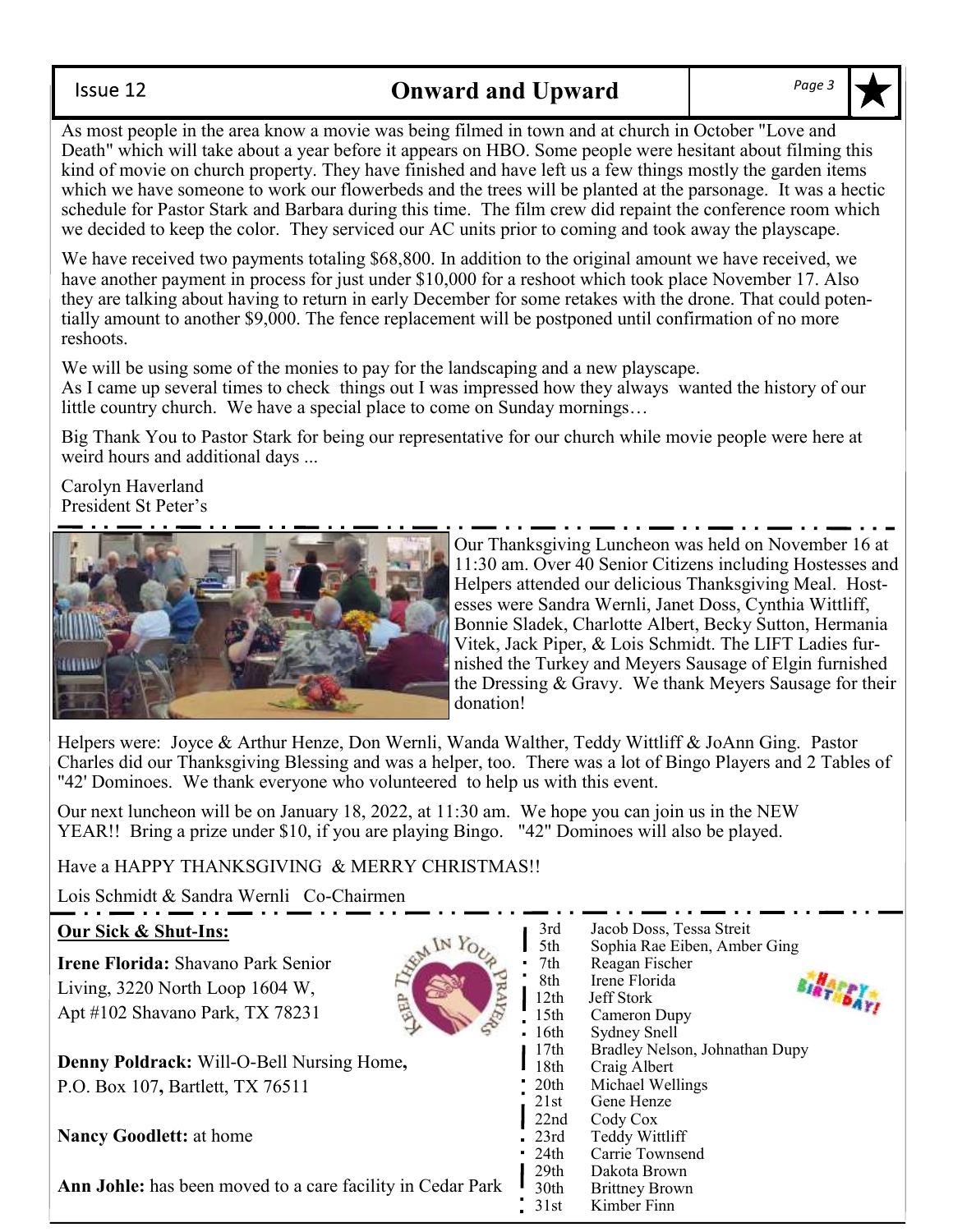As most people in the area know a movie was being filmed in town and at church in October "Love and Death" which will take about a year before it appears on HBO. Some people were hesitant about filming this kind of movie on church property. They have finished and have left us a few things mostly the garden items which we have someone to work our flowerbeds and the trees will be planted at the parsonage. It was a hectic schedule for Pastor Stark and Barbara during this time. The film crew did repaint the conference room which we decided to keep the color. They serviced our AC units prior to coming and took away the playscape.

We have received two payments totaling $68,800. In addition to the original amount we have received, we have another payment in process for just under $10,000 for a reshoot which took place November 17. Also they are talking about having to return in early December for some retakes with the drone. That could potentially amount to another $9,000. The fence replacement will be postponed until confirmation of no more reshoots.

We will be using some of the monies to pay for the landscaping and a new playscape.
As I came up several times to check things out I was impressed how they always wanted the history of our little country church. We have a special place to come on Sunday mornings…

Big Thank You to Pastor Stark for being our representative for our church while movie people were here at weird hours and additional days ...

Carolyn Haverland
President St Peter's

---

Our Thanksgiving Luncheon was held on November 16 at 11:30 am. Over 40 Senior Citizens including Hostesses and Helpers attended our delicious Thanksgiving Meal. Hostesses were Sandra Wernli, Janet Doss, Cynthia Wittliff, Bonnie Sladek, Charlotte Albert, Becky Sutton, Hermania Vitek, Jack Piper, & Lois Schmidt. The LIFT Ladies furnished the Turkey and Meyers Sausage of Elgin furnished the Dressing & Gravy. We thank Meyers Sausage for their donation!

Helpers were: Joyce & Arthur Henze, Don Wernli, Wanda Walther, Teddy Wittliff & JoAnn Ging. Pastor Charles did our Thanksgiving Blessing and was a helper, too. There was a lot of Bingo Players and 2 Tables of "42' Dominoes. We thank everyone who volunteered to help us with this event.

Our next luncheon will be on January 18, 2022, at 11:30 am. We hope you can join us in the NEW YEAR!! Bring a prize under $10, if you are playing Bingo. "42" Dominoes will also be played.

Have a HAPPY THANKSGIVING & MERRY CHRISTMAS!!

Lois Schmidt & Sandra Wernli Co-Chairmen

---

**Our Sick & Shut-Ins:**

**Irene Florida:** Shavano Park Senior Living, 3220 North Loop 1604 W, Apt #102 Shavano Park, TX 78231

**Denny Poldrack:** Will-O-Bell Nursing Home, P.O. Box 107, Bartlett, TX 76511

**Nancy Goodlett:** at home

**Ann Johle:** has been moved to a care facility in Cedar Park

KEEP THEM IN YOUR PRAYERS

HAPPY BIRTHDAY!

| | |
|---|---|
| 3rd | Jacob Doss, Tessa Streit |
| 5th | Sophia Rae Eiben, Amber Ging |
| 7th | Reagan Fischer |
| 8th | Irene Florida |
| 12th | Jeff Stork |
| 15th | Cameron Dupy |
| 16th | Sydney Snell |
| 17th | Bradley Nelson, Johnathan Dupy |
| 18th | Craig Albert |
| 20th | Michael Wellings |
| 21st | Gene Henze |
| 22nd | Cody Cox |
| 23rd | Teddy Wittliff |
| 24th | Carrie Townsend |
| 29th | Dakota Brown |
| 30th | Brittney Brown |
| 31st | Kimber Finn |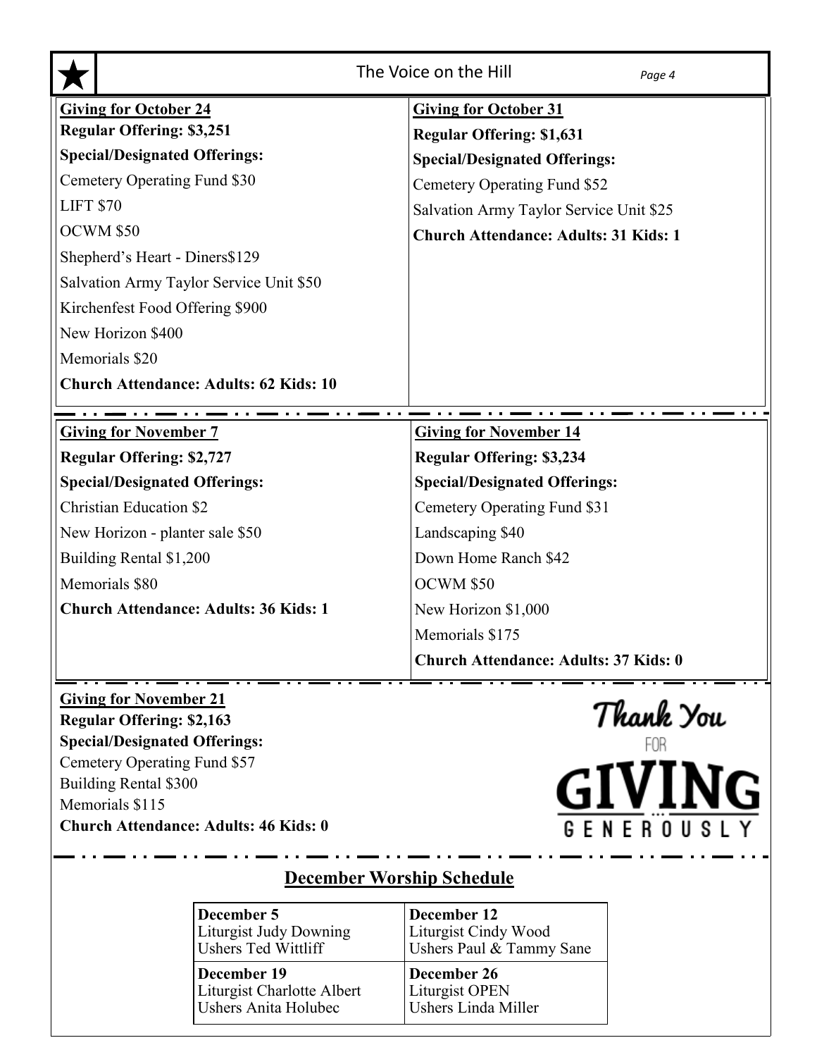**Giving for October 24**

**Regular Offering: $3,251**

**Special/Designated Offerings:**

Cemetery Operating Fund $30

LIFT $70

OCWM $50

Shepherd's Heart - Diners$129

Salvation Army Taylor Service Unit $50

Kirchenfest Food Offering $900

New Horizon $400

Memorials $20

**Church Attendance: Adults: 62 Kids: 10**

**Giving for October 31**

**Regular Offering: $1,631**

**Special/Designated Offerings:**

Cemetery Operating Fund $52

Salvation Army Taylor Service Unit $25

**Church Attendance: Adults: 31 Kids: 1**

**Giving for November 7**

**Regular Offering: $2,727**

**Special/Designated Offerings:**

Christian Education $2

New Horizon - planter sale $50

Building Rental $1,200

Memorials $80

**Church Attendance: Adults: 36 Kids: 1**

**Giving for November 14**

**Regular Offering: $3,234**

**Special/Designated Offerings:**

Cemetery Operating Fund $31

Landscaping $40

Down Home Ranch $42

OCWM $50

New Horizon $1,000

Memorials $175

**Church Attendance: Adults: 37 Kids: 0**

**Giving for November 21**

**Regular Offering: $2,163**

**Special/Designated Offerings:**

Cemetery Operating Fund $57

Building Rental $300

Memorials $115

**Church Attendance: Adults: 46 Kids: 0**

Thank You FOR GIVING GENEROUSLY

## December Worship Schedule

| December 5 | December 12 |
|---|---|
| Liturgist Judy Downing<br>Ushers Ted Wittliff | Liturgist Cindy Wood<br>Ushers Paul & Tammy Sane |
| **December 19**<br>Liturgist Charlotte Albert<br>Ushers Anita Holubec | **December 26**<br>Liturgist OPEN<br>Ushers Linda Miller |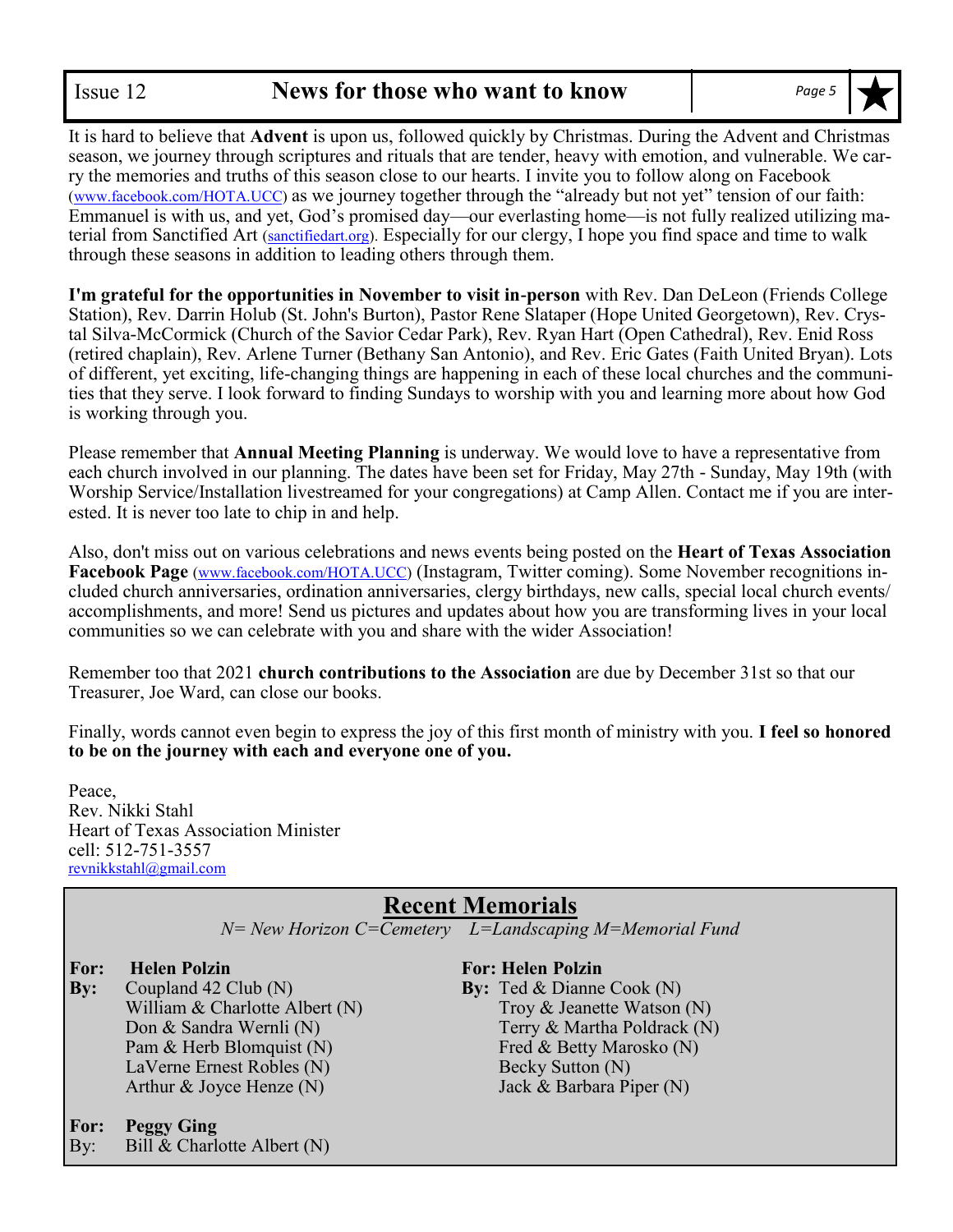It is hard to believe that **Advent** is upon us, followed quickly by Christmas. During the Advent and Christmas season, we journey through scriptures and rituals that are tender, heavy with emotion, and vulnerable. We carry the memories and truths of this season close to our hearts. I invite you to follow along on Facebook (www.facebook.com/HOTA.UCC) as we journey together through the "already but not yet" tension of our faith: Emmanuel is with us, and yet, God's promised day—our everlasting home—is not fully realized utilizing material from Sanctified Art (sanctifiedart.org). Especially for our clergy, I hope you find space and time to walk through these seasons in addition to leading others through them.

**I'm grateful for the opportunities in November to visit in-person** with Rev. Dan DeLeon (Friends College Station), Rev. Darrin Holub (St. John's Burton), Pastor Rene Slataper (Hope United Georgetown), Rev. Crystal Silva-McCormick (Church of the Savior Cedar Park), Rev. Ryan Hart (Open Cathedral), Rev. Enid Ross (retired chaplain), Rev. Arlene Turner (Bethany San Antonio), and Rev. Eric Gates (Faith United Bryan). Lots of different, yet exciting, life-changing things are happening in each of these local churches and the communities that they serve. I look forward to finding Sundays to worship with you and learning more about how God is working through you.

Please remember that **Annual Meeting Planning** is underway. We would love to have a representative from each church involved in our planning. The dates have been set for Friday, May 27th - Sunday, May 19th (with Worship Service/Installation livestreamed for your congregations) at Camp Allen. Contact me if you are interested. It is never too late to chip in and help.

Also, don't miss out on various celebrations and news events being posted on the **Heart of Texas Association Facebook Page** (www.facebook.com/HOTA.UCC) (Instagram, Twitter coming). Some November recognitions included church anniversaries, ordination anniversaries, clergy birthdays, new calls, special local church events/accomplishments, and more! Send us pictures and updates about how you are transforming lives in your local communities so we can celebrate with you and share with the wider Association!

Remember too that 2021 **church contributions to the Association** are due by December 31st so that our Treasurer, Joe Ward, can close our books.

Finally, words cannot even begin to express the joy of this first month of ministry with you. **I feel so honored to be on the journey with each and everyone one of you.**

Peace,
Rev. Nikki Stahl
Heart of Texas Association Minister
cell: 512-751-3557
revnikkstahl@gmail.com

## Recent Memorials

*N= New Horizon C=Cemetery L=Landscaping M=Memorial Fund*

**For: Helen Polzin**
**By:** Coupland 42 Club (N)
William & Charlotte Albert (N)
Don & Sandra Wernli (N)
Pam & Herb Blomquist (N)
LaVerne Ernest Robles (N)
Arthur & Joyce Henze (N)

**For: Peggy Ging**
By: Bill & Charlotte Albert (N)

**For: Helen Polzin**
**By:** Ted & Dianne Cook (N)
Troy & Jeanette Watson (N)
Terry & Martha Poldrack (N)
Fred & Betty Marosko (N)
Becky Sutton (N)
Jack & Barbara Piper (N)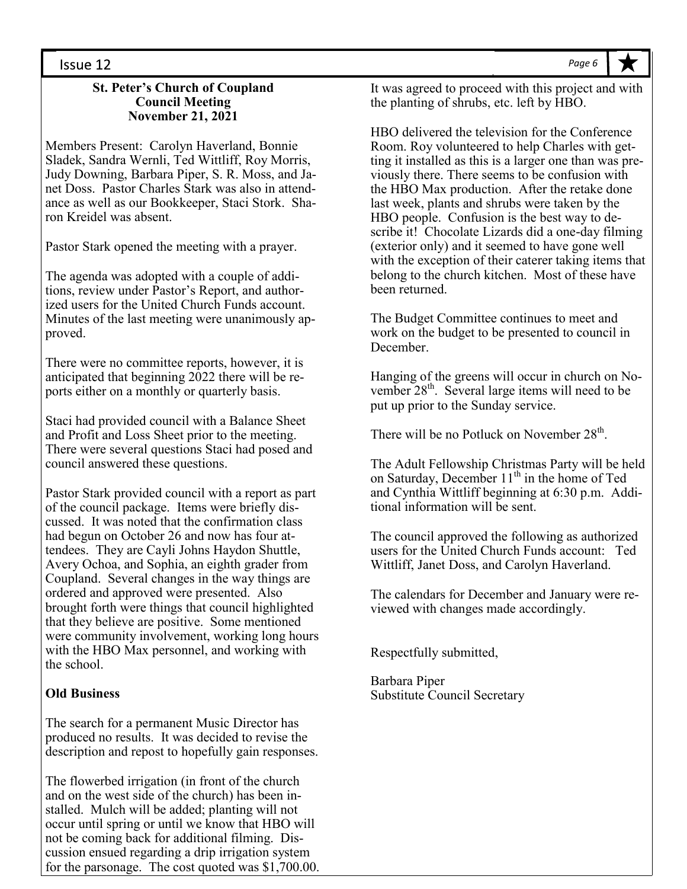**St. Peter's Church of Coupland**
**Council Meeting**
**November 21, 2021**

Members Present: Carolyn Haverland, Bonnie Sladek, Sandra Wernli, Ted Wittliff, Roy Morris, Judy Downing, Barbara Piper, S. R. Moss, and Janet Doss. Pastor Charles Stark was also in attendance as well as our Bookkeeper, Staci Stork. Sharon Kreidel was absent.

Pastor Stark opened the meeting with a prayer.

The agenda was adopted with a couple of additions, review under Pastor's Report, and authorized users for the United Church Funds account. Minutes of the last meeting were unanimously approved.

There were no committee reports, however, it is anticipated that beginning 2022 there will be reports either on a monthly or quarterly basis.

Staci had provided council with a Balance Sheet and Profit and Loss Sheet prior to the meeting. There were several questions Staci had posed and council answered these questions.

Pastor Stark provided council with a report as part of the council package. Items were briefly discussed. It was noted that the confirmation class had begun on October 26 and now has four attendees. They are Cayli Johns Haydon Shuttle, Avery Ochoa, and Sophia, an eighth grader from Coupland. Several changes in the way things are ordered and approved were presented. Also brought forth were things that council highlighted that they believe are positive. Some mentioned were community involvement, working long hours with the HBO Max personnel, and working with the school.

**Old Business**

The search for a permanent Music Director has produced no results. It was decided to revise the description and repost to hopefully gain responses.

The flowerbed irrigation (in front of the church and on the west side of the church) has been installed. Mulch will be added; planting will not occur until spring or until we know that HBO will not be coming back for additional filming. Discussion ensued regarding a drip irrigation system for the parsonage. The cost quoted was $1,700.00. It was agreed to proceed with this project and with the planting of shrubs, etc. left by HBO.

HBO delivered the television for the Conference Room. Roy volunteered to help Charles with getting it installed as this is a larger one than was previously there. There seems to be confusion with the HBO Max production. After the retake done last week, plants and shrubs were taken by the HBO people. Confusion is the best way to describe it! Chocolate Lizards did a one-day filming (exterior only) and it seemed to have gone well with the exception of their caterer taking items that belong to the church kitchen. Most of these have been returned.

The Budget Committee continues to meet and work on the budget to be presented to council in December.

Hanging of the greens will occur in church on November 28th. Several large items will need to be put up prior to the Sunday service.

There will be no Potluck on November 28th.

The Adult Fellowship Christmas Party will be held on Saturday, December 11th in the home of Ted and Cynthia Wittliff beginning at 6:30 p.m. Additional information will be sent.

The council approved the following as authorized users for the United Church Funds account: Ted Wittliff, Janet Doss, and Carolyn Haverland.

The calendars for December and January were reviewed with changes made accordingly.

Respectfully submitted,

Barbara Piper
Substitute Council Secretary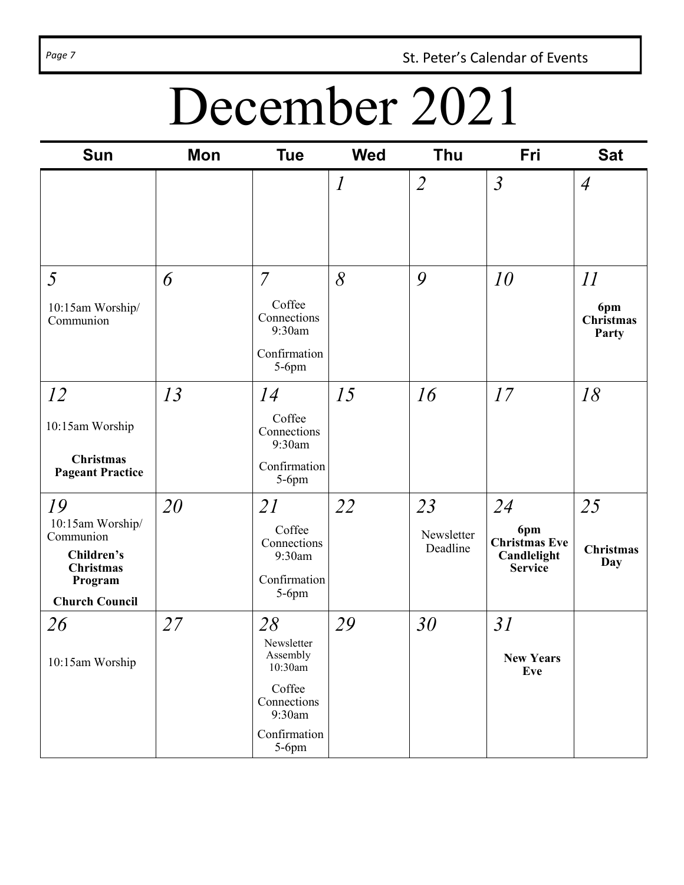St. Peter's Calendar of Events

# December 2021

| Sun | Mon | Tue | Wed | Thu | Fri | Sat |
|---|---|---|---|---|---|---|
| | | | *1* | *2* | *3* | *4* |
| *5*<br>10:15am Worship/ Communion | *6* | *7*<br>Coffee Connections 9:30am<br>Confirmation 5-6pm | *8* | *9* | *10* | *11*<br>**6pm Christmas Party** |
| *12*<br>10:15am Worship<br>**Christmas Pageant Practice** | *13* | *14*<br>Coffee Connections 9:30am<br>Confirmation 5-6pm | *15* | *16* | *17* | *18* |
| *19*<br>10:15am Worship/ Communion<br>**Children's Christmas Program**<br>**Church Council** | *20* | *21*<br>Coffee Connections 9:30am<br>Confirmation 5-6pm | *22* | *23*<br>Newsletter Deadline | *24*<br>**6pm Christmas Eve Candlelight Service** | *25*<br>**Christmas Day** |
| *26*<br>10:15am Worship | *27* | *28*<br>Newsletter Assembly 10:30am<br>Coffee Connections 9:30am<br>Confirmation 5-6pm | *29* | *30* | *31*<br>**New Years Eve** | |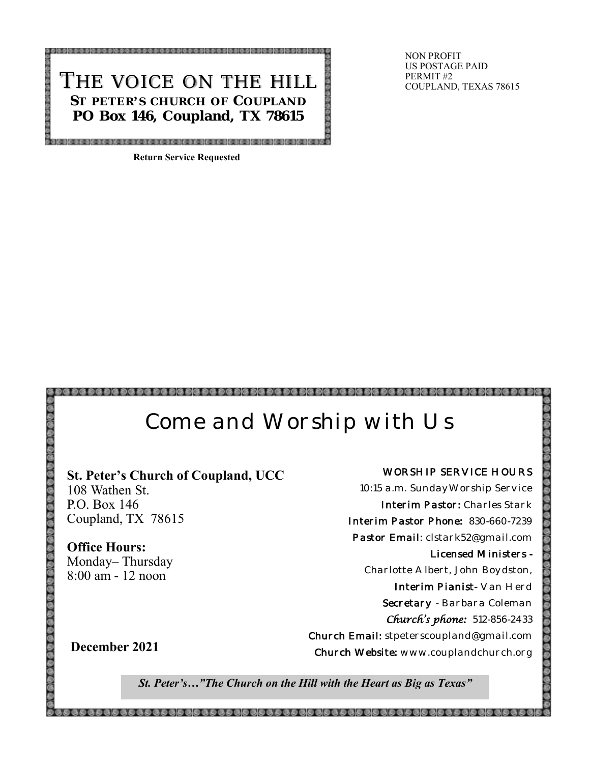# THE VOICE ON THE HILL

**ST PETER'S CHURCH OF COUPLAND**
**PO Box 146, Coupland, TX 78615**

**Return Service Requested**

NON PROFIT
US POSTAGE PAID
PERMIT #2
COUPLAND, TEXAS 78615

## Come and Worship with Us

**St. Peter's Church of Coupland, UCC**
108 Wathen St.
P.O. Box 146
Coupland, TX 78615

**Office Hours:**
Monday– Thursday
8:00 am - 12 noon

**December 2021**

WORSHIP SERVICE HOURS

10:15 a.m. Sunday Worship Service

Interim Pastor: Charles Stark

Interim Pastor Phone: 830-660-7239

Pastor Email: clstark52@gmail.com

Licensed Ministers -

Charlotte Albert, John Boydston,

Interim Pianist- Van Herd

Secretary - Barbara Coleman

*Church's phone:* 512-856-2433

Church Email: stpeterscoupland@gmail.com

Church Website: www.couplandchurch.org

***St. Peter's…"The Church on the Hill with the Heart as Big as Texas"***